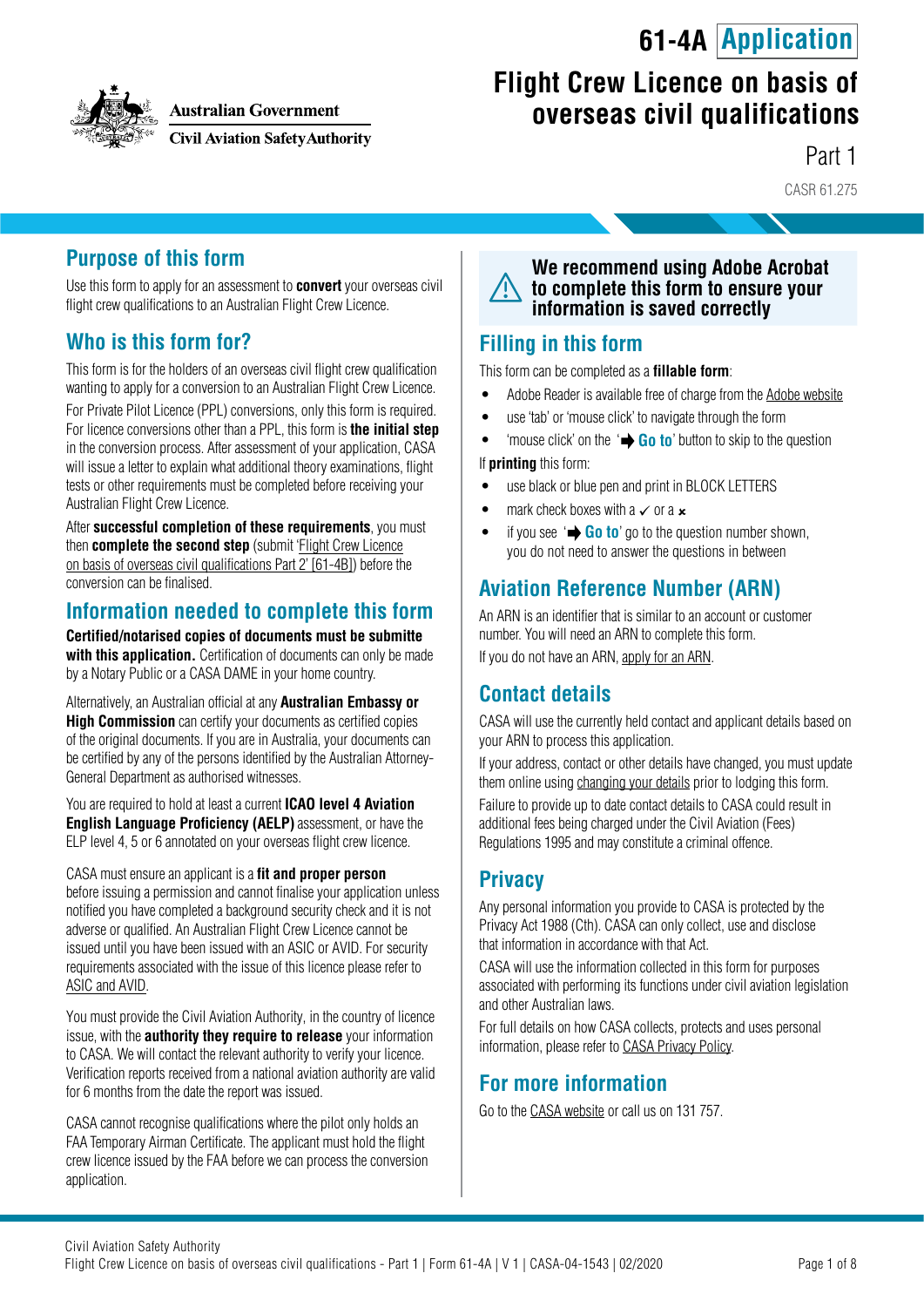Australian Government
Civil Aviation Safety Authority

# 61-4A Application

# Flight Crew Licence on basis of overseas civil qualifications

Part 1

CASR 61.275

## Purpose of this form

Use this form to apply for an assessment to **convert** your overseas civil flight crew qualifications to an Australian Flight Crew Licence.

## Who is this form for?

This form is for the holders of an overseas civil flight crew qualification wanting to apply for a conversion to an Australian Flight Crew Licence.

For Private Pilot Licence (PPL) conversions, only this form is required. For licence conversions other than a PPL, this form is **the initial step** in the conversion process. After assessment of your application, CASA will issue a letter to explain what additional theory examinations, flight tests or other requirements must be completed before receiving your Australian Flight Crew Licence.

After **successful completion of these requirements**, you must then **complete the second step** (submit 'Flight Crew Licence on basis of overseas civil qualifications Part 2' [61-4B]) before the conversion can be finalised.

## Information needed to complete this form

**Certified/notarised copies of documents must be submitte with this application.** Certification of documents can only be made by a Notary Public or a CASA DAME in your home country.

Alternatively, an Australian official at any **Australian Embassy or High Commission** can certify your documents as certified copies of the original documents. If you are in Australia, your documents can be certified by any of the persons identified by the Australian Attorney-General Department as authorised witnesses.

You are required to hold at least a current **ICAO level 4 Aviation English Language Proficiency (AELP)** assessment, or have the ELP level 4, 5 or 6 annotated on your overseas flight crew licence.

CASA must ensure an applicant is a **fit and proper person** before issuing a permission and cannot finalise your application unless notified you have completed a background security check and it is not adverse or qualified. An Australian Flight Crew Licence cannot be issued until you have been issued with an ASIC or AVID. For security requirements associated with the issue of this licence please refer to ASIC and AVID.

You must provide the Civil Aviation Authority, in the country of licence issue, with the **authority they require to release** your information to CASA. We will contact the relevant authority to verify your licence. Verification reports received from a national aviation authority are valid for 6 months from the date the report was issued.

CASA cannot recognise qualifications where the pilot only holds an FAA Temporary Airman Certificate. The applicant must hold the flight crew licence issued by the FAA before we can process the conversion application.

**We recommend using Adobe Acrobat to complete this form to ensure your information is saved correctly**

## Filling in this form

This form can be completed as a **fillable form**:

- Adobe Reader is available free of charge from the Adobe website
- use 'tab' or 'mouse click' to navigate through the form
- 'mouse click' on the '➡ **Go to**' button to skip to the question

If **printing** this form:

- use black or blue pen and print in BLOCK LETTERS
- mark check boxes with a ✓ or a ✗
- if you see '➡ **Go to**' go to the question number shown, you do not need to answer the questions in between

## Aviation Reference Number (ARN)

An ARN is an identifier that is similar to an account or customer number. You will need an ARN to complete this form.

If you do not have an ARN, apply for an ARN.

## Contact details

CASA will use the currently held contact and applicant details based on your ARN to process this application.

If your address, contact or other details have changed, you must update them online using changing your details prior to lodging this form.

Failure to provide up to date contact details to CASA could result in additional fees being charged under the Civil Aviation (Fees) Regulations 1995 and may constitute a criminal offence.

## Privacy

Any personal information you provide to CASA is protected by the Privacy Act 1988 (Cth). CASA can only collect, use and disclose that information in accordance with that Act.

CASA will use the information collected in this form for purposes associated with performing its functions under civil aviation legislation and other Australian laws.

For full details on how CASA collects, protects and uses personal information, please refer to CASA Privacy Policy.

## For more information

Go to the CASA website or call us on 131 757.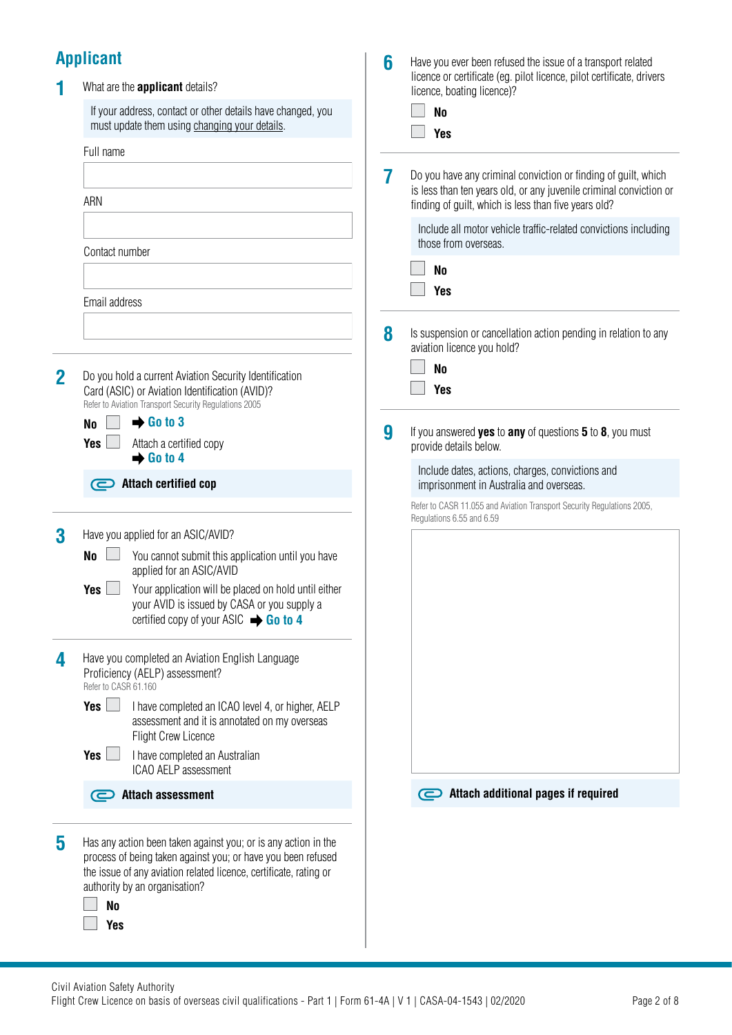## Applicant

**1** What are the **applicant** details?

If your address, contact or other details have changed, you must update them using changing your details.

Full name

ARN

Contact number

Email address

**2** Do you hold a current Aviation Security Identification Card (ASIC) or Aviation Identification (AVID)?

Refer to Aviation Transport Security Regulations 2005

- **No** ☐ ➡ **Go to 3**
- **Yes** ☐ Attach a certified copy ➡ **Go to 4**

**Attach certified cop**

**3** Have you applied for an ASIC/AVID?

- **No** ☐ You cannot submit this application until you have applied for an ASIC/AVID
- **Yes** ☐ Your application will be placed on hold until either your AVID is issued by CASA or you supply a certified copy of your ASIC ➡ **Go to 4**

**4** Have you completed an Aviation English Language Proficiency (AELP) assessment?

Refer to CASR 61.160

- **Yes** ☐ I have completed an ICAO level 4, or higher, AELP assessment and it is annotated on my overseas Flight Crew Licence
- **Yes** ☐ I have completed an Australian ICAO AELP assessment

**Attach assessment**

**5** Has any action been taken against you; or is any action in the process of being taken against you; or have you been refused the issue of any aviation related licence, certificate, rating or authority by an organisation?

- ☐ **No**
- ☐ **Yes**

**6** Have you ever been refused the issue of a transport related licence or certificate (eg. pilot licence, pilot certificate, drivers licence, boating licence)?

- ☐ **No**
- ☐ **Yes**

**7** Do you have any criminal conviction or finding of guilt, which is less than ten years old, or any juvenile criminal conviction or finding of guilt, which is less than five years old?

Include all motor vehicle traffic-related convictions including those from overseas.

- ☐ **No**
- ☐ **Yes**

**8** Is suspension or cancellation action pending in relation to any aviation licence you hold?

- ☐ **No**
- ☐ **Yes**

**9** If you answered **yes** to **any** of questions **5** to **8**, you must provide details below.

Include dates, actions, charges, convictions and imprisonment in Australia and overseas.

Refer to CASR 11.055 and Aviation Transport Security Regulations 2005, Regulations 6.55 and 6.59

**Attach additional pages if required**

Civil Aviation Safety Authority
Flight Crew Licence on basis of overseas civil qualifications - Part 1 | Form 61-4A | V 1 | CASA-04-1543 | 02/2020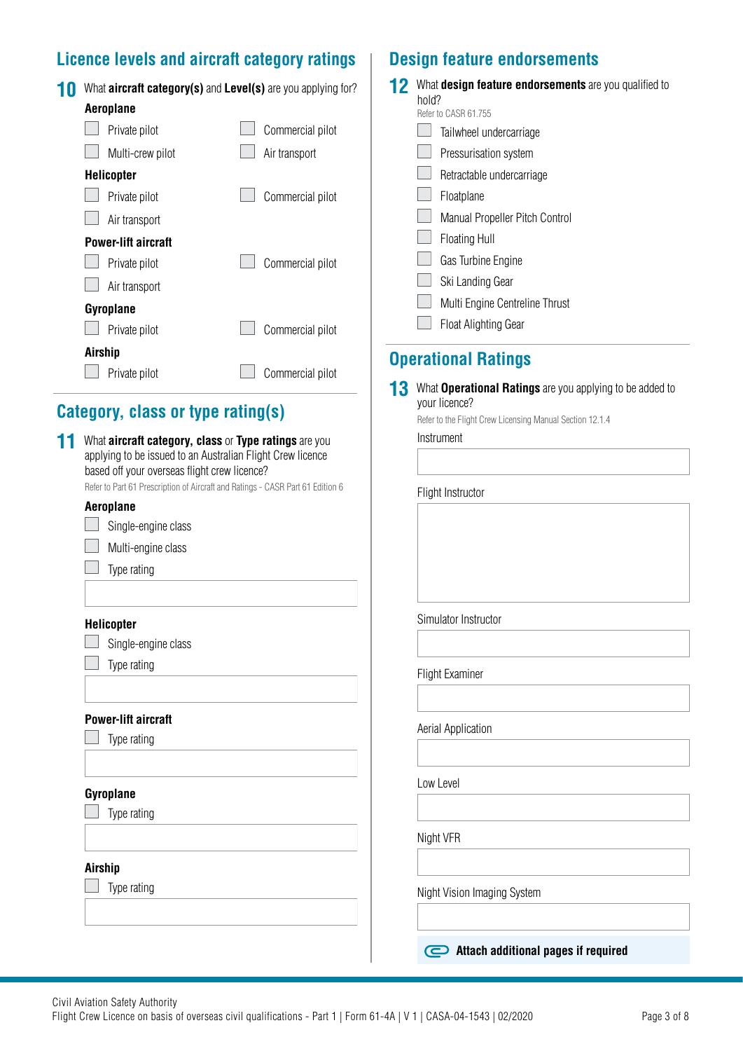## Licence levels and aircraft category ratings

**10** What **aircraft category(s)** and **Level(s)** are you applying for?

**Aeroplane**

- ☐ Private pilot
- ☐ Commercial pilot
- ☐ Multi-crew pilot
- ☐ Air transport

**Helicopter**

- ☐ Private pilot
- ☐ Commercial pilot
- ☐ Air transport

**Power-lift aircraft**

- ☐ Private pilot
- ☐ Commercial pilot
- ☐ Air transport

**Gyroplane**

- ☐ Private pilot
- ☐ Commercial pilot

**Airship**

- ☐ Private pilot
- ☐ Commercial pilot

## Category, class or type rating(s)

**11** What **aircraft category, class** or **Type ratings** are you applying to be issued to an Australian Flight Crew licence based off your overseas flight crew licence?

Refer to Part 61 Prescription of Aircraft and Ratings - CASR Part 61 Edition 6

**Aeroplane**

- ☐ Single-engine class
- ☐ Multi-engine class
- ☐ Type rating

**Helicopter**

- ☐ Single-engine class
- ☐ Type rating

**Power-lift aircraft**

- ☐ Type rating

**Gyroplane**

- ☐ Type rating

**Airship**

- ☐ Type rating

## Design feature endorsements

**12** What **design feature endorsements** are you qualified to hold?

Refer to CASR 61.755

- ☐ Tailwheel undercarriage
- ☐ Pressurisation system
- ☐ Retractable undercarriage
- ☐ Floatplane
- ☐ Manual Propeller Pitch Control
- ☐ Floating Hull
- ☐ Gas Turbine Engine
- ☐ Ski Landing Gear
- ☐ Multi Engine Centreline Thrust
- ☐ Float Alighting Gear

## Operational Ratings

**13** What **Operational Ratings** are you applying to be added to your licence?

Refer to the Flight Crew Licensing Manual Section 12.1.4

Instrument

Flight Instructor

Simulator Instructor

Flight Examiner

Aerial Application

Low Level

Night VFR

Night Vision Imaging System

**Attach additional pages if required**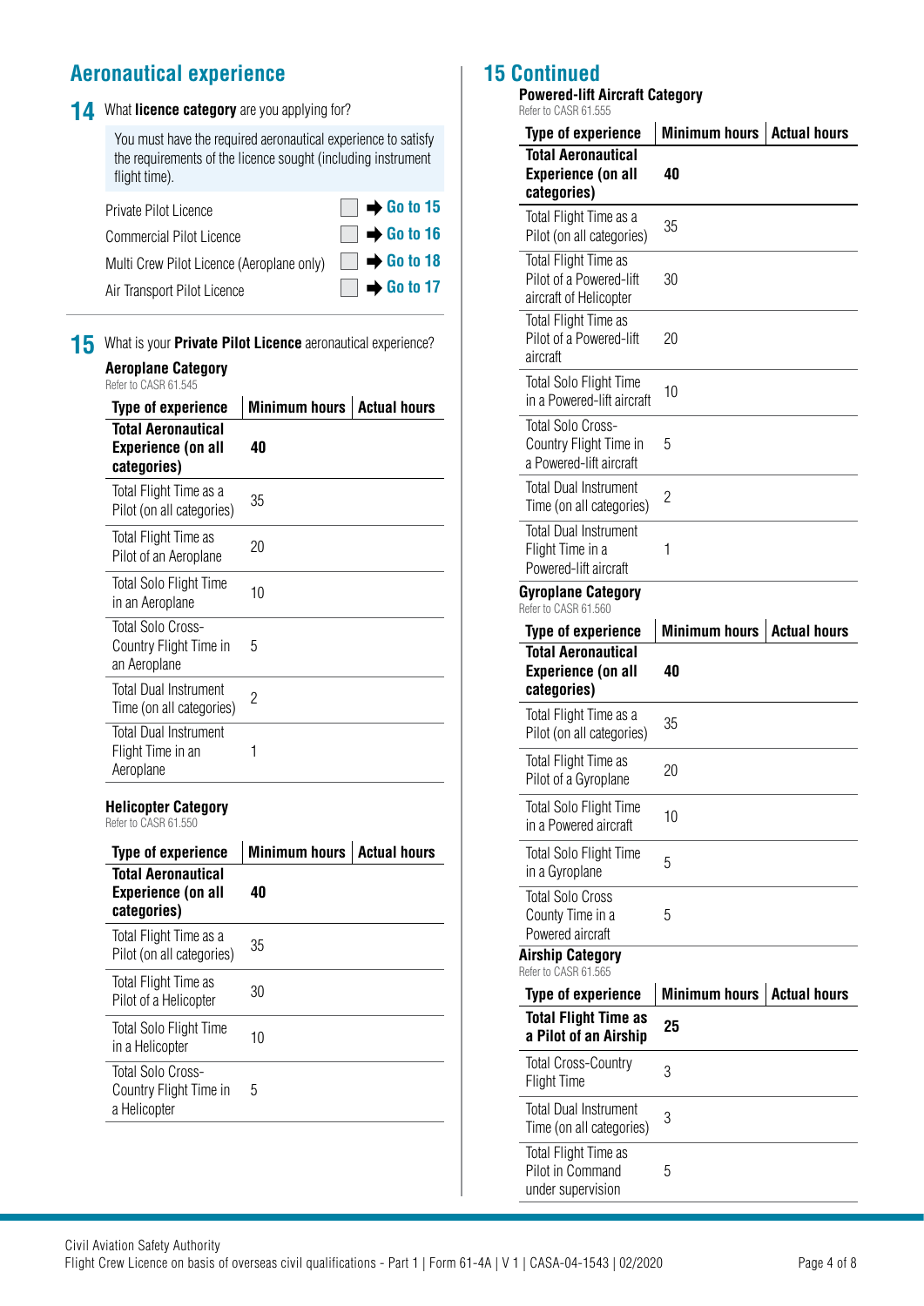## Aeronautical experience

**14** What **licence category** are you applying for?

You must have the required aeronautical experience to satisfy the requirements of the licence sought (including instrument flight time).

- Private Pilot Licence ☐ ➡ **Go to 15**
- Commercial Pilot Licence ☐ ➡ **Go to 16**
- Multi Crew Pilot Licence (Aeroplane only) ☐ ➡ **Go to 18**
- Air Transport Pilot Licence ☐ ➡ **Go to 17**

**15** What is your **Private Pilot Licence** aeronautical experience?

### Aeroplane Category

Refer to CASR 61.545

| Type of experience | Minimum hours | Actual hours |
|---|---|---|
| **Total Aeronautical Experience (on all categories)** | **40** | |
| Total Flight Time as a Pilot (on all categories) | 35 | |
| Total Flight Time as Pilot of an Aeroplane | 20 | |
| Total Solo Flight Time in an Aeroplane | 10 | |
| Total Solo Cross-Country Flight Time in an Aeroplane | 5 | |
| Total Dual Instrument Time (on all categories) | 2 | |
| Total Dual Instrument Flight Time in an Aeroplane | 1 | |

### Helicopter Category

Refer to CASR 61.550

| Type of experience | Minimum hours | Actual hours |
|---|---|---|
| **Total Aeronautical Experience (on all categories)** | **40** | |
| Total Flight Time as a Pilot (on all categories) | 35 | |
| Total Flight Time as Pilot of a Helicopter | 30 | |
| Total Solo Flight Time in a Helicopter | 10 | |
| Total Solo Cross-Country Flight Time in a Helicopter | 5 | |

## 15 Continued

### Powered-lift Aircraft Category

Refer to CASR 61.555

| Type of experience | Minimum hours | Actual hours |
|---|---|---|
| **Total Aeronautical Experience (on all categories)** | **40** | |
| Total Flight Time as a Pilot (on all categories) | 35 | |
| Total Flight Time as Pilot of a Powered-lift aircraft of Helicopter | 30 | |
| Total Flight Time as Pilot of a Powered-lift aircraft | 20 | |
| Total Solo Flight Time in a Powered-lift aircraft | 10 | |
| Total Solo Cross-Country Flight Time in a Powered-lift aircraft | 5 | |
| Total Dual Instrument Time (on all categories) | 2 | |
| Total Dual Instrument Flight Time in a Powered-lift aircraft | 1 | |

### Gyroplane Category

Refer to CASR 61.560

| Type of experience | Minimum hours | Actual hours |
|---|---|---|
| **Total Aeronautical Experience (on all categories)** | **40** | |
| Total Flight Time as a Pilot (on all categories) | 35 | |
| Total Flight Time as Pilot of a Gyroplane | 20 | |
| Total Solo Flight Time in a Powered aircraft | 10 | |
| Total Solo Flight Time in a Gyroplane | 5 | |
| Total Solo Cross County Time in a Powered aircraft | 5 | |

### Airship Category

Refer to CASR 61.565

| Type of experience | Minimum hours | Actual hours |
|---|---|---|
| **Total Flight Time as a Pilot of an Airship** | **25** | |
| Total Cross-Country Flight Time | 3 | |
| Total Dual Instrument Time (on all categories) | 3 | |
| Total Flight Time as Pilot in Command under supervision | 5 | |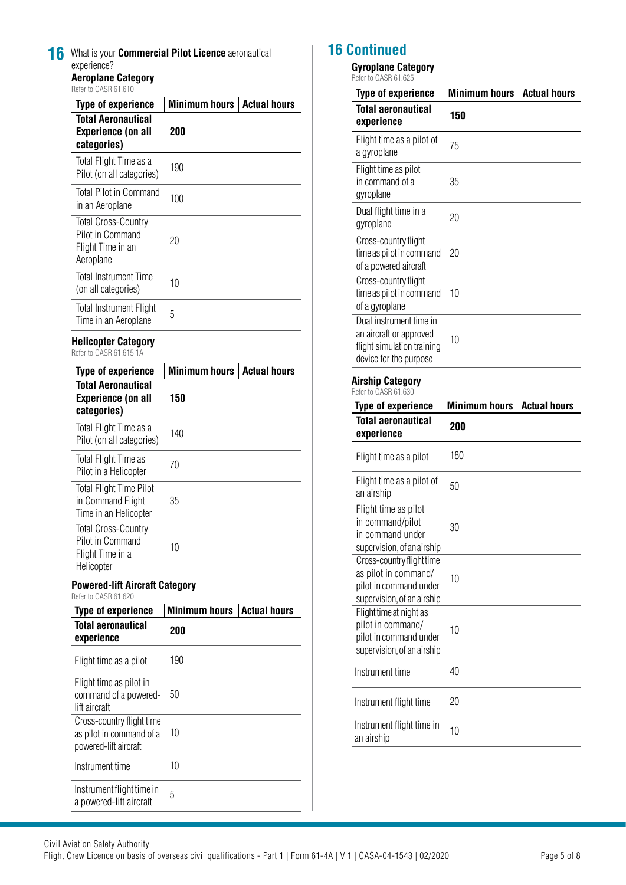**16** What is your **Commercial Pilot Licence** aeronautical experience?

### Aeroplane Category

Refer to CASR 61.610

| Type of experience | Minimum hours | Actual hours |
|---|---|---|
| **Total Aeronautical Experience (on all categories)** | **200** | |
| Total Flight Time as a Pilot (on all categories) | 190 | |
| Total Pilot in Command in an Aeroplane | 100 | |
| Total Cross-Country Pilot in Command Flight Time in an Aeroplane | 20 | |
| Total Instrument Time (on all categories) | 10 | |
| Total Instrument Flight Time in an Aeroplane | 5 | |

### Helicopter Category

Refer to CASR 61.615 1A

| Type of experience | Minimum hours | Actual hours |
|---|---|---|
| **Total Aeronautical Experience (on all categories)** | **150** | |
| Total Flight Time as a Pilot (on all categories) | 140 | |
| Total Flight Time as Pilot in a Helicopter | 70 | |
| Total Flight Time Pilot in Command Flight Time in an Helicopter | 35 | |
| Total Cross-Country Pilot in Command Flight Time in a Helicopter | 10 | |

### Powered-lift Aircraft Category

Refer to CASR 61.620

| Type of experience | Minimum hours | Actual hours |
|---|---|---|
| **Total aeronautical experience** | **200** | |
| Flight time as a pilot | 190 | |
| Flight time as pilot in command of a powered-lift aircraft | 50 | |
| Cross-country flight time as pilot in command of a powered-lift aircraft | 10 | |
| Instrument time | 10 | |
| Instrument flight time in a powered-lift aircraft | 5 | |

## 16 Continued

### Gyroplane Category

Refer to CASR 61.625

| Type of experience | Minimum hours | Actual hours |
|---|---|---|
| **Total aeronautical experience** | **150** | |
| Flight time as a pilot of a gyroplane | 75 | |
| Flight time as pilot in command of a gyroplane | 35 | |
| Dual flight time in a gyroplane | 20 | |
| Cross-country flight time as pilot in command of a powered aircraft | 20 | |
| Cross-country flight time as pilot in command of a gyroplane | 10 | |
| Dual instrument time in an aircraft or approved flight simulation training device for the purpose | 10 | |

### Airship Category

Refer to CASR 61.630

| Type of experience | Minimum hours | Actual hours |
|---|---|---|
| **Total aeronautical experience** | **200** | |
| Flight time as a pilot | 180 | |
| Flight time as a pilot of an airship | 50 | |
| Flight time as pilot in command/pilot in command under supervision, of an airship | 30 | |
| Cross-country flight time as pilot in command/pilot in command under supervision, of an airship | 10 | |
| Flight time at night as pilot in command/pilot in command under supervision, of an airship | 10 | |
| Instrument time | 40 | |
| Instrument flight time | 20 | |
| Instrument flight time in an airship | 10 | |

Civil Aviation Safety Authority
Flight Crew Licence on basis of overseas civil qualifications - Part 1 | Form 61-4A | V 1 | CASA-04-1543 | 02/2020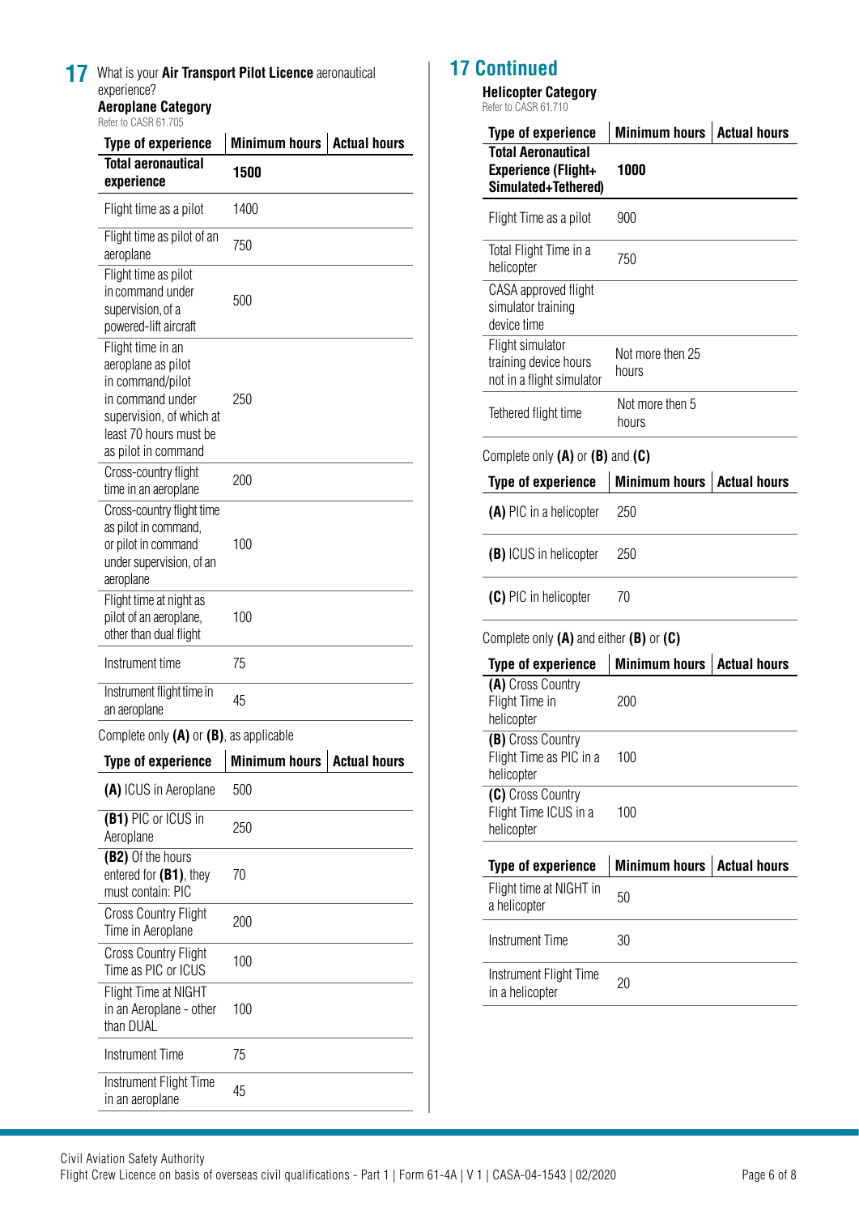## 17 What is your **Air Transport Pilot Licence** aeronautical experience?

### Aeroplane Category

Refer to CASR 61.705

| Type of experience | Minimum hours | Actual hours |
|---|---|---|
| **Total aeronautical experience** | **1500** | |
| Flight time as a pilot | 1400 | |
| Flight time as pilot of an aeroplane | 750 | |
| Flight time as pilot in command under supervision, of a powered-lift aircraft | 500 | |
| Flight time in an aeroplane as pilot in command/pilot in command under supervision, of which at least 70 hours must be as pilot in command | 250 | |
| Cross-country flight time in an aeroplane | 200 | |
| Cross-country flight time as pilot in command, or pilot in command under supervision, of an aeroplane | 100 | |
| Flight time at night as pilot of an aeroplane, other than dual flight | 100 | |
| Instrument time | 75 | |
| Instrument flight time in an aeroplane | 45 | |

Complete only **(A)** or **(B)**, as applicable

| Type of experience | Minimum hours | Actual hours |
|---|---|---|
| **(A)** ICUS in Aeroplane | 500 | |
| **(B1)** PIC or ICUS in Aeroplane | 250 | |
| **(B2)** Of the hours entered for **(B1)**, they must contain: PIC | 70 | |
| Cross Country Flight Time in Aeroplane | 200 | |
| Cross Country Flight Time as PIC or ICUS | 100 | |
| Flight Time at NIGHT in an Aeroplane - other than DUAL | 100 | |
| Instrument Time | 75 | |
| Instrument Flight Time in an aeroplane | 45 | |

## 17 Continued

### Helicopter Category

Refer to CASR 61.710

| Type of experience | Minimum hours | Actual hours |
|---|---|---|
| **Total Aeronautical Experience (Flight+ Simulated+Tethered)** | **1000** | |
| Flight Time as a pilot | 900 | |
| Total Flight Time in a helicopter | 750 | |
| CASA approved flight simulator training device time | | |
| Flight simulator training device hours not in a flight simulator | Not more then 25 hours | |
| Tethered flight time | Not more then 5 hours | |

Complete only **(A)** or **(B)** and **(C)**

| Type of experience | Minimum hours | Actual hours |
|---|---|---|
| **(A)** PIC in a helicopter | 250 | |
| **(B)** ICUS in helicopter | 250 | |
| **(C)** PIC in helicopter | 70 | |

Complete only **(A)** and either **(B)** or **(C)**

| Type of experience | Minimum hours | Actual hours |
|---|---|---|
| **(A)** Cross Country Flight Time in helicopter | 200 | |
| **(B)** Cross Country Flight Time as PIC in a helicopter | 100 | |
| **(C)** Cross Country Flight Time ICUS in a helicopter | 100 | |

| Type of experience | Minimum hours | Actual hours |
|---|---|---|
| Flight time at NIGHT in a helicopter | 50 | |
| Instrument Time | 30 | |
| Instrument Flight Time in a helicopter | 20 | |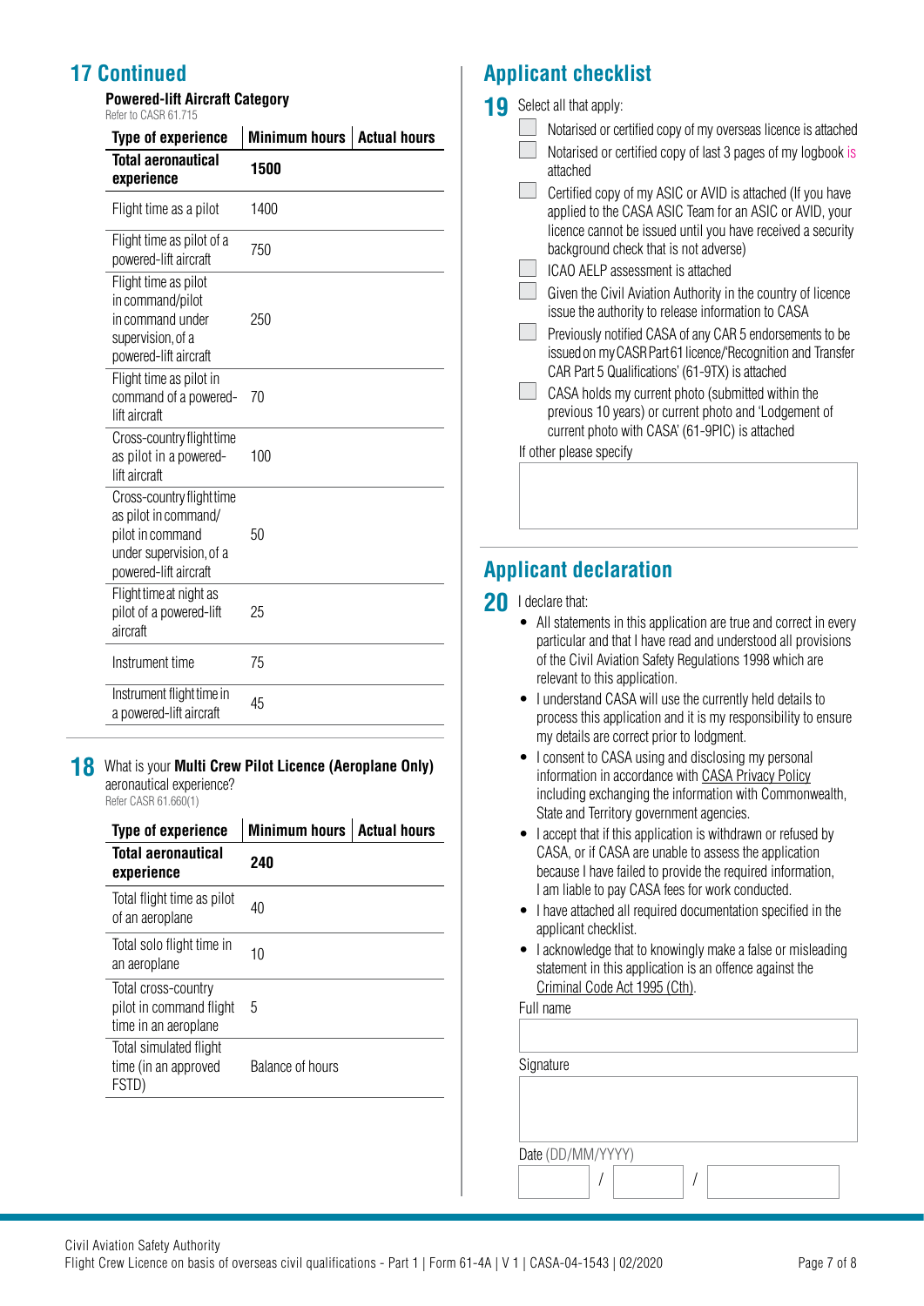## 17 Continued

### Powered-lift Aircraft Category

Refer to CASR 61.715

| Type of experience | Minimum hours | Actual hours |
|---|---|---|
| **Total aeronautical experience** | **1500** | |
| Flight time as a pilot | 1400 | |
| Flight time as pilot of a powered-lift aircraft | 750 | |
| Flight time as pilot in command/pilot in command under supervision, of a powered-lift aircraft | 250 | |
| Flight time as pilot in command of a powered-lift aircraft | 70 | |
| Cross-country flight time as pilot in a powered-lift aircraft | 100 | |
| Cross-country flight time as pilot in command/ pilot in command under supervision, of a powered-lift aircraft | 50 | |
| Flight time at night as pilot of a powered-lift aircraft | 25 | |
| Instrument time | 75 | |
| Instrument flight time in a powered-lift aircraft | 45 | |

## 18 What is your **Multi Crew Pilot Licence (Aeroplane Only)** aeronautical experience?

Refer CASR 61.660(1)

| Type of experience | Minimum hours | Actual hours |
|---|---|---|
| **Total aeronautical experience** | **240** | |
| Total flight time as pilot of an aeroplane | 40 | |
| Total solo flight time in an aeroplane | 10 | |
| Total cross-country pilot in command flight time in an aeroplane | 5 | |
| Total simulated flight time (in an approved FSTD) | Balance of hours | |

## Applicant checklist

**19** Select all that apply:

- ☐ Notarised or certified copy of my overseas licence is attached
- ☐ Notarised or certified copy of last 3 pages of my logbook is attached
- ☐ Certified copy of my ASIC or AVID is attached (If you have applied to the CASA ASIC Team for an ASIC or AVID, your licence cannot be issued until you have received a security background check that is not adverse)
- ☐ ICAO AELP assessment is attached
- ☐ Given the Civil Aviation Authority in the country of licence issue the authority to release information to CASA
- ☐ Previously notified CASA of any CAR 5 endorsements to be issued on my CASR Part 61 licence/'Recognition and Transfer CAR Part 5 Qualifications' (61-9TX) is attached
- ☐ CASA holds my current photo (submitted within the previous 10 years) or current photo and 'Lodgement of current photo with CASA' (61-9PIC) is attached

If other please specify

## Applicant declaration

**20** I declare that:

- All statements in this application are true and correct in every particular and that I have read and understood all provisions of the Civil Aviation Safety Regulations 1998 which are relevant to this application.
- I understand CASA will use the currently held details to process this application and it is my responsibility to ensure my details are correct prior to lodgment.
- I consent to CASA using and disclosing my personal information in accordance with CASA Privacy Policy including exchanging the information with Commonwealth, State and Territory government agencies.
- I accept that if this application is withdrawn or refused by CASA, or if CASA are unable to assess the application because I have failed to provide the required information, I am liable to pay CASA fees for work conducted.
- I have attached all required documentation specified in the applicant checklist.
- I acknowledge that to knowingly make a false or misleading statement in this application is an offence against the Criminal Code Act 1995 (Cth).

Full name

Signature

Date (DD/MM/YYYY) / /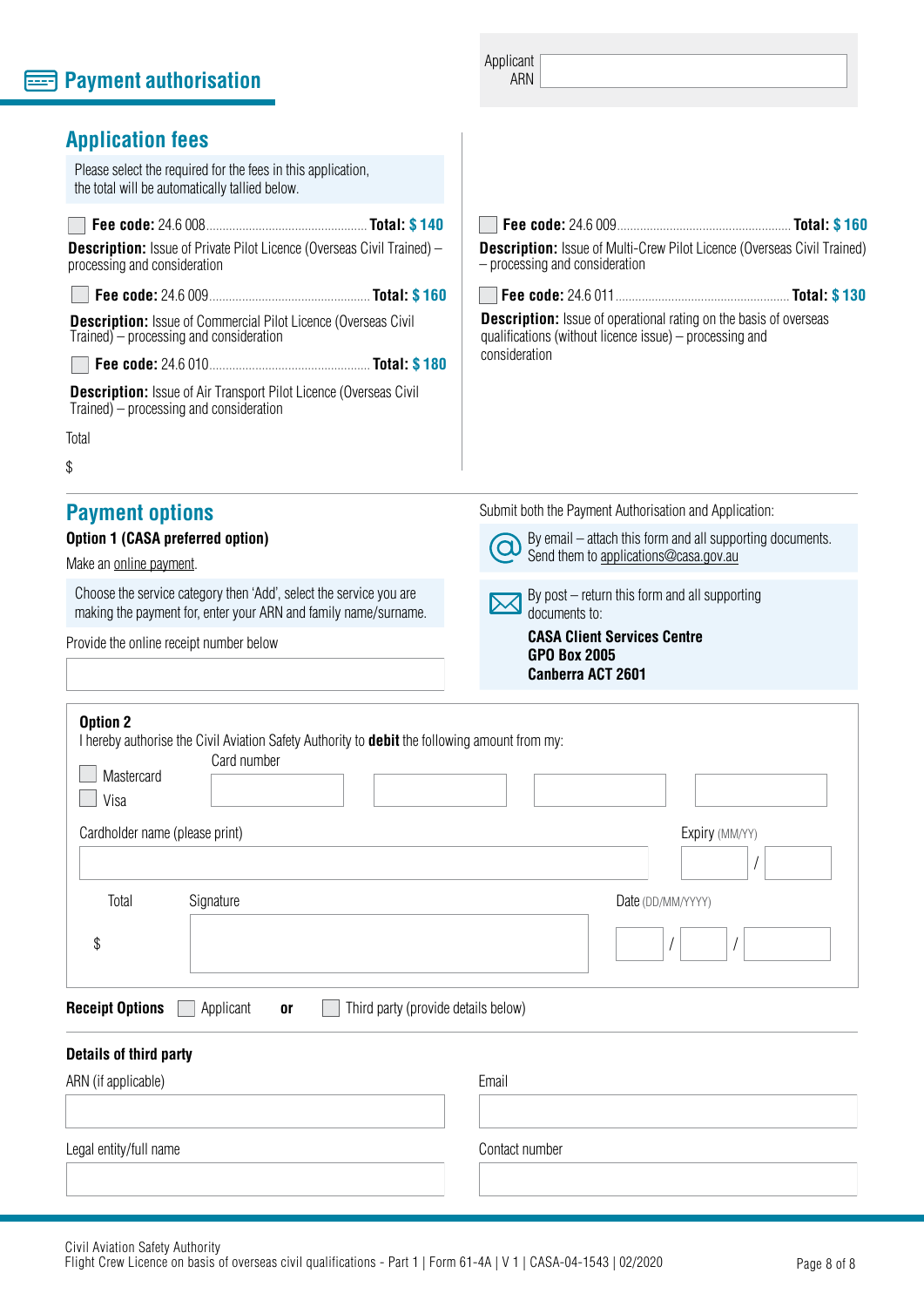# Payment authorisation

Applicant ARN

## Application fees

Please select the required for the fees in this application, the total will be automatically tallied below.

☐ **Fee code:** 24.6 008 **Total: $ 140**

**Description:** Issue of Private Pilot Licence (Overseas Civil Trained) – processing and consideration

☐ **Fee code:** 24.6 009 **Total: $ 160**

**Description:** Issue of Commercial Pilot Licence (Overseas Civil Trained) – processing and consideration

☐ **Fee code:** 24.6 010 **Total: $ 180**

**Description:** Issue of Air Transport Pilot Licence (Overseas Civil Trained) – processing and consideration

☐ **Fee code:** 24.6 009 **Total: $ 160**

**Description:** Issue of Multi-Crew Pilot Licence (Overseas Civil Trained) – processing and consideration

☐ **Fee code:** 24.6 011 **Total: $ 130**

**Description:** Issue of operational rating on the basis of overseas qualifications (without licence issue) – processing and consideration

Total

$

## Payment options

**Option 1 (CASA preferred option)**

Make an online payment.

Choose the service category then 'Add', select the service you are making the payment for, enter your ARN and family name/surname.

Provide the online receipt number below

Submit both the Payment Authorisation and Application:

By email – attach this form and all supporting documents. Send them to applications@casa.gov.au

By post – return this form and all supporting documents to:

**CASA Client Services Centre**
**GPO Box 2005**
**Canberra ACT 2601**

**Option 2**

I hereby authorise the Civil Aviation Safety Authority to **debit** the following amount from my:

☐ Mastercard
☐ Visa

Card number

Cardholder name (please print)

Expiry (MM/YY) /

Total

$

Signature

Date (DD/MM/YYYY) / /

**Receipt Options** ☐ Applicant **or** ☐ Third party (provide details below)

**Details of third party**

ARN (if applicable)

Email

Legal entity/full name

Contact number

Civil Aviation Safety Authority
Flight Crew Licence on basis of overseas civil qualifications - Part 1 | Form 61-4A | V 1 | CASA-04-1543 | 02/2020